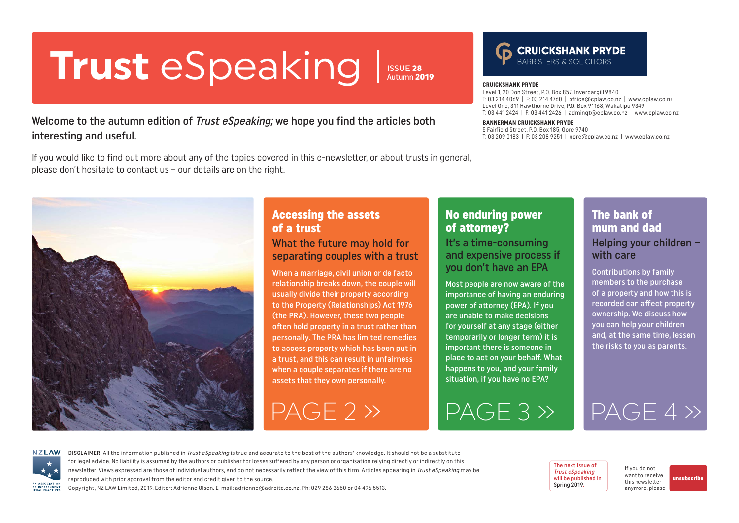# Trust eSpeaking

ISSUE **28**
Autumn **2019**

**CRUICKSHANK PRYDE**
BARRISTERS & SOLICITORS

**CRUICKSHANK PRYDE**
Level 1, 20 Don Street, P.O. Box 857, Invercargill 9840
T: 03 214 4069 | F: 03 214 4760 | office@cplaw.co.nz | www.cplaw.co.nz
Level One, 311 Hawthorne Drive, P.O. Box 91168, Wakatipu 9349
T: 03 441 2424 | F: 03 441 2426 | adminqt@cplaw.co.nz | www.cplaw.co.nz

**BANNERMAN CRUICKSHANK PRYDE**
5 Fairfield Street, P.O. Box 185, Gore 9740
T: 03 209 0183 | F: 03 208 9251 | gore@cplaw.co.nz | www.cplaw.co.nz

Welcome to the autumn edition of *Trust eSpeaking;* we hope you find the articles both interesting and useful.

If you would like to find out more about any of the topics covered in this e-newsletter, or about trusts in general, please don't hesitate to contact us – our details are on the right.

## Accessing the assets of a trust

### What the future may hold for separating couples with a trust

When a marriage, civil union or de facto relationship breaks down, the couple will usually divide their property according to the Property (Relationships) Act 1976 (the PRA). However, these two people often hold property in a trust rather than personally. The PRA has limited remedies to access property which has been put in a trust, and this can result in unfairness when a couple separates if there are no assets that they own personally.

PAGE 2 »

## No enduring power of attorney?

### It's a time-consuming and expensive process if you don't have an EPA

Most people are now aware of the importance of having an enduring power of attorney (EPA). If you are unable to make decisions for yourself at any stage (either temporarily or longer term) it is important there is someone in place to act on your behalf. What happens to you, and your family situation, if you have no EPA?

PAGE 3 »

## The bank of mum and dad

### Helping your children – with care

Contributions by family members to the purchase of a property and how this is recorded can affect property ownership. We discuss how you can help your children and, at the same time, lessen the risks to you as parents.

PAGE 4 »

NZLAW – AN ASSOCIATION OF INDEPENDENT LEGAL PRACTICES

DISCLAIMER: All the information published in *Trust eSpeaking* is true and accurate to the best of the authors' knowledge. It should not be a substitute for legal advice. No liability is assumed by the authors or publisher for losses suffered by any person or organisation relying directly or indirectly on this newsletter. Views expressed are those of individual authors, and do not necessarily reflect the view of this firm. Articles appearing in *Trust eSpeaking* may be reproduced with prior approval from the editor and credit given to the source.
Copyright, NZ LAW Limited, 2019. Editor: Adrienne Olsen. E-mail: adrienne@adroite.co.nz. Ph: 029 286 3650 or 04 496 5513.

The next issue of *Trust eSpeaking* will be published in Spring 2019.

If you do not want to receive this newsletter anymore, please **unsubscribe**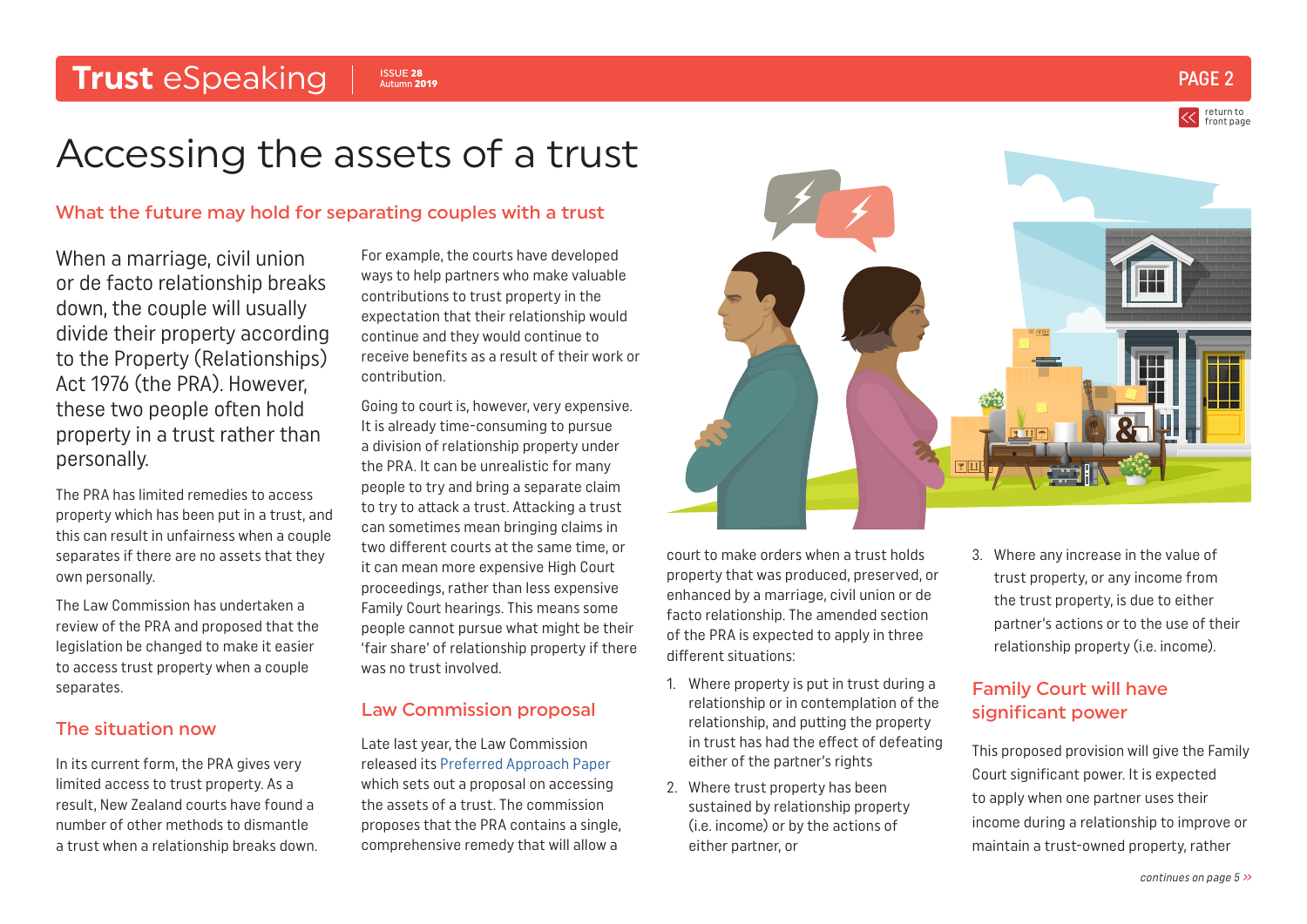# Accessing the assets of a trust

## What the future may hold for separating couples with a trust

When a marriage, civil union or de facto relationship breaks down, the couple will usually divide their property according to the Property (Relationships) Act 1976 (the PRA). However, these two people often hold property in a trust rather than personally.

The PRA has limited remedies to access property which has been put in a trust, and this can result in unfairness when a couple separates if there are no assets that they own personally.

The Law Commission has undertaken a review of the PRA and proposed that the legislation be changed to make it easier to access trust property when a couple separates.

### The situation now

In its current form, the PRA gives very limited access to trust property. As a result, New Zealand courts have found a number of other methods to dismantle a trust when a relationship breaks down.

For example, the courts have developed ways to help partners who make valuable contributions to trust property in the expectation that their relationship would continue and they would continue to receive benefits as a result of their work or contribution.

Going to court is, however, very expensive. It is already time-consuming to pursue a division of relationship property under the PRA. It can be unrealistic for many people to try and bring a separate claim to try to attack a trust. Attacking a trust can sometimes mean bringing claims in two different courts at the same time, or it can mean more expensive High Court proceedings, rather than less expensive Family Court hearings. This means some people cannot pursue what might be their 'fair share' of relationship property if there was no trust involved.

### Law Commission proposal

Late last year, the Law Commission released its Preferred Approach Paper which sets out a proposal on accessing the assets of a trust. The commission proposes that the PRA contains a single, comprehensive remedy that will allow a court to make orders when a trust holds property that was produced, preserved, or enhanced by a marriage, civil union or de facto relationship. The amended section of the PRA is expected to apply in three different situations:

1. Where property is put in trust during a relationship or in contemplation of the relationship, and putting the property in trust has had the effect of defeating either of the partner's rights
2. Where trust property has been sustained by relationship property (i.e. income) or by the actions of either partner, or
3. Where any increase in the value of trust property, or any income from the trust property, is due to either partner's actions or to the use of their relationship property (i.e. income).

### Family Court will have significant power

This proposed provision will give the Family Court significant power. It is expected to apply when one partner uses their income during a relationship to improve or maintain a trust-owned property, rather

*continues on page 5 »*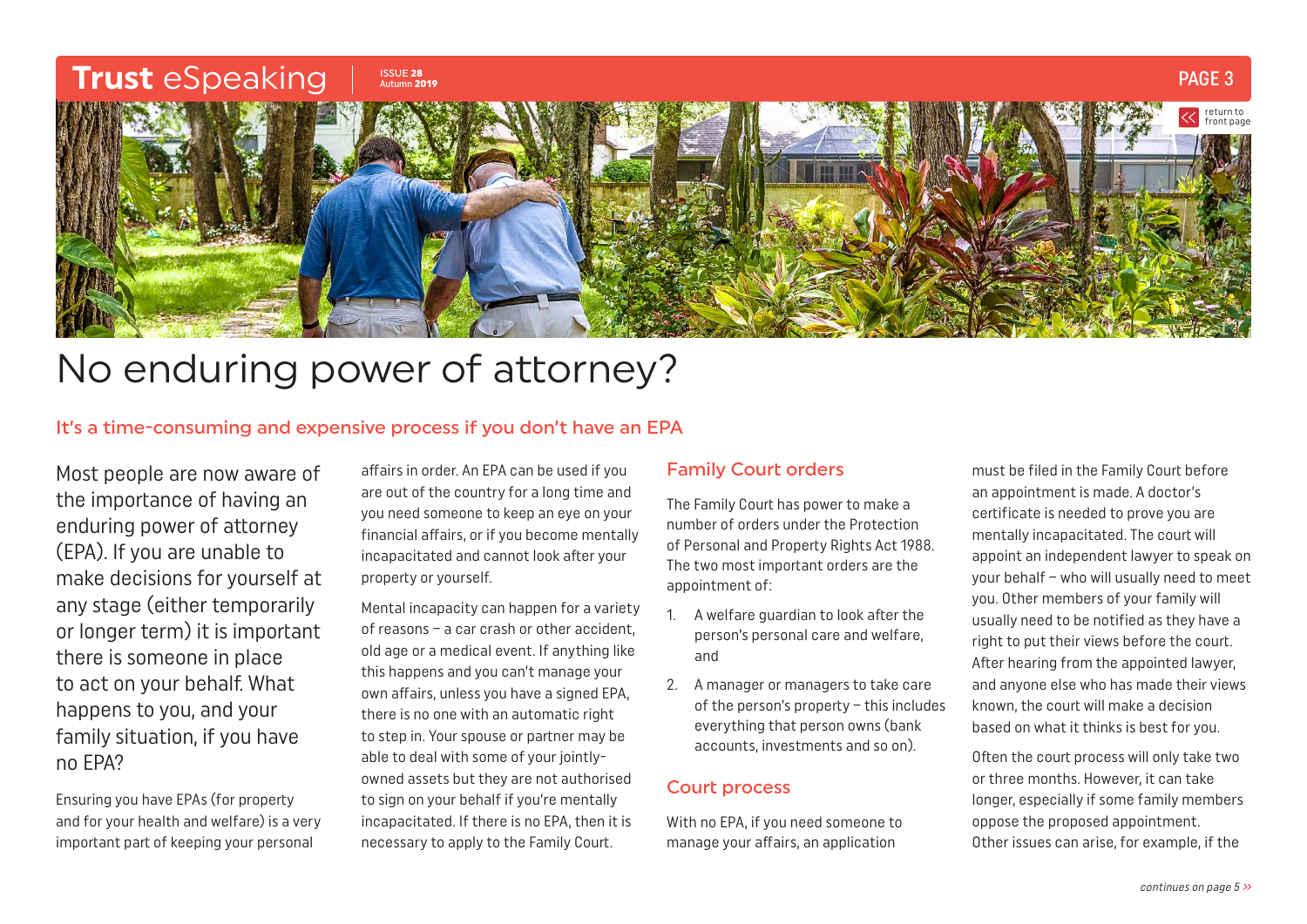# No enduring power of attorney?

## It's a time-consuming and expensive process if you don't have an EPA

Most people are now aware of the importance of having an enduring power of attorney (EPA). If you are unable to make decisions for yourself at any stage (either temporarily or longer term) it is important there is someone in place to act on your behalf. What happens to you, and your family situation, if you have no EPA?

Ensuring you have EPAs (for property and for your health and welfare) is a very important part of keeping your personal affairs in order. An EPA can be used if you are out of the country for a long time and you need someone to keep an eye on your financial affairs, or if you become mentally incapacitated and cannot look after your property or yourself.

Mental incapacity can happen for a variety of reasons – a car crash or other accident, old age or a medical event. If anything like this happens and you can't manage your own affairs, unless you have a signed EPA, there is no one with an automatic right to step in. Your spouse or partner may be able to deal with some of your jointly-owned assets but they are not authorised to sign on your behalf if you're mentally incapacitated. If there is no EPA, then it is necessary to apply to the Family Court.

### Family Court orders

The Family Court has power to make a number of orders under the Protection of Personal and Property Rights Act 1988. The two most important orders are the appointment of:

1. A welfare guardian to look after the person's personal care and welfare, and
2. A manager or managers to take care of the person's property – this includes everything that person owns (bank accounts, investments and so on).

### Court process

With no EPA, if you need someone to manage your affairs, an application must be filed in the Family Court before an appointment is made. A doctor's certificate is needed to prove you are mentally incapacitated. The court will appoint an independent lawyer to speak on your behalf – who will usually need to meet you. Other members of your family will usually need to be notified as they have a right to put their views before the court. After hearing from the appointed lawyer, and anyone else who has made their views known, the court will make a decision based on what it thinks is best for you.

Often the court process will only take two or three months. However, it can take longer, especially if some family members oppose the proposed appointment. Other issues can arise, for example, if the

*continues on page 5 »*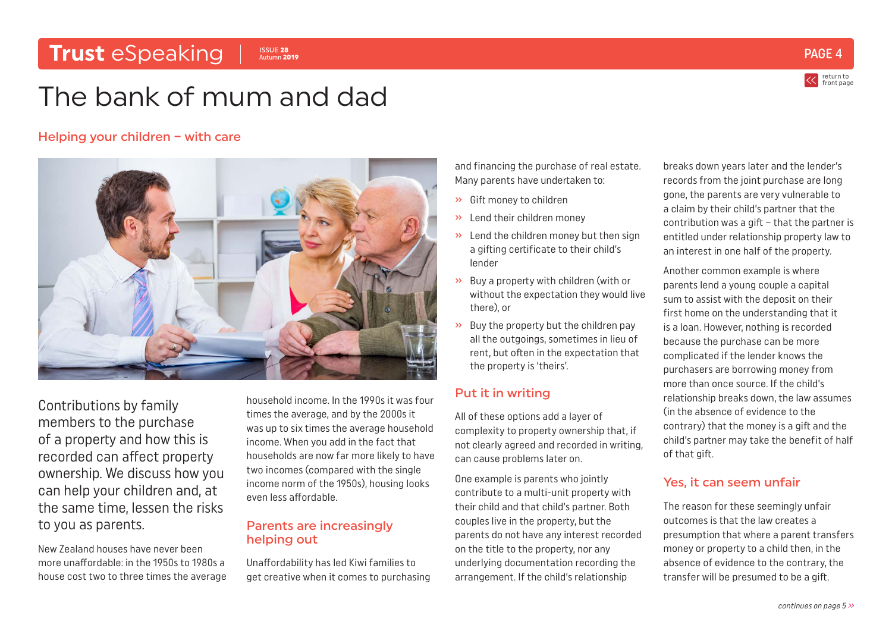# The bank of mum and dad

## Helping your children – with care

Contributions by family members to the purchase of a property and how this is recorded can affect property ownership. We discuss how you can help your children and, at the same time, lessen the risks to you as parents.

New Zealand houses have never been more unaffordable: in the 1950s to 1980s a house cost two to three times the average household income. In the 1990s it was four times the average, and by the 2000s it was up to six times the average household income. When you add in the fact that households are now far more likely to have two incomes (compared with the single income norm of the 1950s), housing looks even less affordable.

### Parents are increasingly helping out

Unaffordability has led Kiwi families to get creative when it comes to purchasing and financing the purchase of real estate. Many parents have undertaken to:

- Gift money to children
- Lend their children money
- Lend the children money but then sign a gifting certificate to their child's lender
- Buy a property with children (with or without the expectation they would live there), or
- Buy the property but the children pay all the outgoings, sometimes in lieu of rent, but often in the expectation that the property is 'theirs'.

### Put it in writing

All of these options add a layer of complexity to property ownership that, if not clearly agreed and recorded in writing, can cause problems later on.

One example is parents who jointly contribute to a multi-unit property with their child and that child's partner. Both couples live in the property, but the parents do not have any interest recorded on the title to the property, nor any underlying documentation recording the arrangement. If the child's relationship breaks down years later and the lender's records from the joint purchase are long gone, the parents are very vulnerable to a claim by their child's partner that the contribution was a gift – that the partner is entitled under relationship property law to an interest in one half of the property.

Another common example is where parents lend a young couple a capital sum to assist with the deposit on their first home on the understanding that it is a loan. However, nothing is recorded because the purchase can be more complicated if the lender knows the purchasers are borrowing money from more than once source. If the child's relationship breaks down, the law assumes (in the absence of evidence to the contrary) that the money is a gift and the child's partner may take the benefit of half of that gift.

### Yes, it can seem unfair

The reason for these seemingly unfair outcomes is that the law creates a presumption that where a parent transfers money or property to a child then, in the absence of evidence to the contrary, the transfer will be presumed to be a gift.

*continues on page 5 »*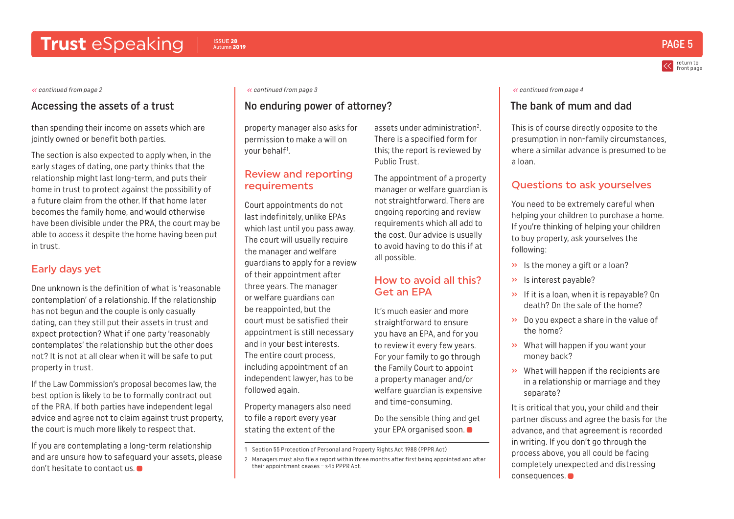*« continued from page 2*

## Accessing the assets of a trust

than spending their income on assets which are jointly owned or benefit both parties.

The section is also expected to apply when, in the early stages of dating, one party thinks that the relationship might last long-term, and puts their home in trust to protect against the possibility of a future claim from the other. If that home later becomes the family home, and would otherwise have been divisible under the PRA, the court may be able to access it despite the home having been put in trust.

### Early days yet

One unknown is the definition of what is 'reasonable contemplation' of a relationship. If the relationship has not begun and the couple is only casually dating, can they still put their assets in trust and expect protection? What if one party 'reasonably contemplates' the relationship but the other does not? It is not at all clear when it will be safe to put property in trust.

If the Law Commission's proposal becomes law, the best option is likely to be to formally contract out of the PRA. If both parties have independent legal advice and agree not to claim against trust property, the court is much more likely to respect that.

If you are contemplating a long-term relationship and are unsure how to safeguard your assets, please don't hesitate to contact us.

*« continued from page 3*

## No enduring power of attorney?

property manager also asks for permission to make a will on your behalf[1].

### Review and reporting requirements

Court appointments do not last indefinitely, unlike EPAs which last until you pass away. The court will usually require the manager and welfare guardians to apply for a review of their appointment after three years. The manager or welfare guardians can be reappointed, but the court must be satisfied their appointment is still necessary and in your best interests. The entire court process, including appointment of an independent lawyer, has to be followed again.

Property managers also need to file a report every year stating the extent of the assets under administration[2]. There is a specified form for this; the report is reviewed by Public Trust.

The appointment of a property manager or welfare guardian is not straightforward. There are ongoing reporting and review requirements which all add to the cost. Our advice is usually to avoid having to do this if at all possible.

### How to avoid all this? Get an EPA

It's much easier and more straightforward to ensure you have an EPA, and for you to review it every few years. For your family to go through the Family Court to appoint a property manager and/or welfare guardian is expensive and time-consuming.

Do the sensible thing and get your EPA organised soon.

1 Section 55 Protection of Personal and Property Rights Act 1988 (PPPR Act)

2 Managers must also file a report within three months after first being appointed and after their appointment ceases – s45 PPPR Act.

*« continued from page 4*

## The bank of mum and dad

This is of course directly opposite to the presumption in non-family circumstances, where a similar advance is presumed to be a loan.

### Questions to ask yourselves

You need to be extremely careful when helping your children to purchase a home. If you're thinking of helping your children to buy property, ask yourselves the following:

- Is the money a gift or a loan?
- Is interest payable?
- If it is a loan, when it is repayable? On death? On the sale of the home?
- Do you expect a share in the value of the home?
- What will happen if you want your money back?
- What will happen if the recipients are in a relationship or marriage and they separate?

It is critical that you, your child and their partner discuss and agree the basis for the advance, and that agreement is recorded in writing. If you don't go through the process above, you all could be facing completely unexpected and distressing consequences.